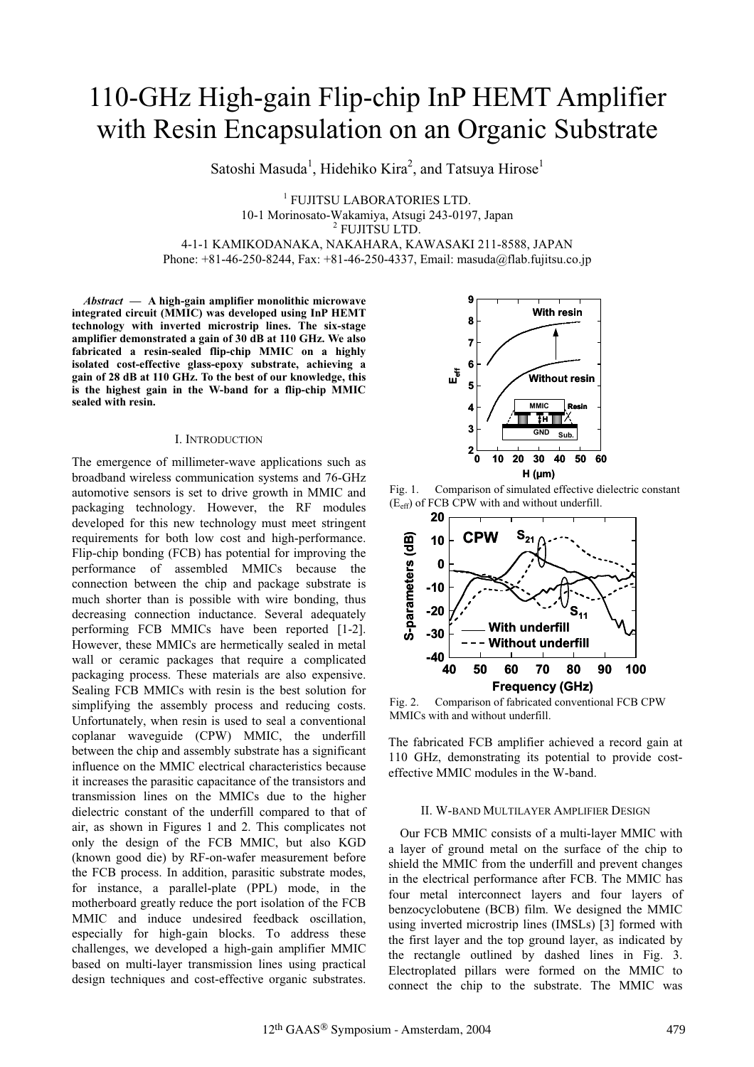# 110-GHz High-gain Flip-chip InP HEMT Amplifier with Resin Encapsulation on an Organic Substrate

Satoshi Masuda[1], Hidehiko Kira[2], and Tatsuya Hirose[1]

[1] FUJITSU LABORATORIES LTD.
10-1 Morinosato-Wakamiya, Atsugi 243-0197, Japan
[2] FUJITSU LTD.
4-1-1 KAMIKODANAKA, NAKAHARA, KAWASAKI 211-8588, JAPAN
Phone: +81-46-250-8244, Fax: +81-46-250-4337, Email: masuda@flab.fujitsu.co.jp

*Abstract* — **A high-gain amplifier monolithic microwave integrated circuit (MMIC) was developed using InP HEMT technology with inverted microstrip lines. The six-stage amplifier demonstrated a gain of 30 dB at 110 GHz. We also fabricated a resin-sealed flip-chip MMIC on a highly isolated cost-effective glass-epoxy substrate, achieving a gain of 28 dB at 110 GHz. To the best of our knowledge, this is the highest gain in the W-band for a flip-chip MMIC sealed with resin.**

## I. Introduction

The emergence of millimeter-wave applications such as broadband wireless communication systems and 76-GHz automotive sensors is set to drive growth in MMIC and packaging technology. However, the RF modules developed for this new technology must meet stringent requirements for both low cost and high-performance. Flip-chip bonding (FCB) has potential for improving the performance of assembled MMICs because the connection between the chip and package substrate is much shorter than is possible with wire bonding, thus decreasing connection inductance. Several adequately performing FCB MMICs have been reported [1-2]. However, these MMICs are hermetically sealed in metal wall or ceramic packages that require a complicated packaging process. These materials are also expensive. Sealing FCB MMICs with resin is the best solution for simplifying the assembly process and reducing costs. Unfortunately, when resin is used to seal a conventional coplanar waveguide (CPW) MMIC, the underfill between the chip and assembly substrate has a significant influence on the MMIC electrical characteristics because it increases the parasitic capacitance of the transistors and transmission lines on the MMICs due to the higher dielectric constant of the underfill compared to that of air, as shown in Figures 1 and 2. This complicates not only the design of the FCB MMIC, but also KGD (known good die) by RF-on-wafer measurement before the FCB process. In addition, parasitic substrate modes, for instance, a parallel-plate (PPL) mode, in the motherboard greatly reduce the port isolation of the FCB MMIC and induce undesired feedback oscillation, especially for high-gain blocks. To address these challenges, we developed a high-gain amplifier MMIC based on multi-layer transmission lines using practical design techniques and cost-effective organic substrates.

Fig. 1. Comparison of simulated effective dielectric constant ($E_{eff}$) of FCB CPW with and without underfill.

Fig. 2. Comparison of fabricated conventional FCB CPW MMICs with and without underfill.

The fabricated FCB amplifier achieved a record gain at 110 GHz, demonstrating its potential to provide cost-effective MMIC modules in the W-band.

## II. W-band Multilayer Amplifier Design

Our FCB MMIC consists of a multi-layer MMIC with a layer of ground metal on the surface of the chip to shield the MMIC from the underfill and prevent changes in the electrical performance after FCB. The MMIC has four metal interconnect layers and four layers of benzocyclobutene (BCB) film. We designed the MMIC using inverted microstrip lines (IMSLs) [3] formed with the first layer and the top ground layer, as indicated by the rectangle outlined by dashed lines in Fig. 3. Electroplated pillars were formed on the MMIC to connect the chip to the substrate. The MMIC was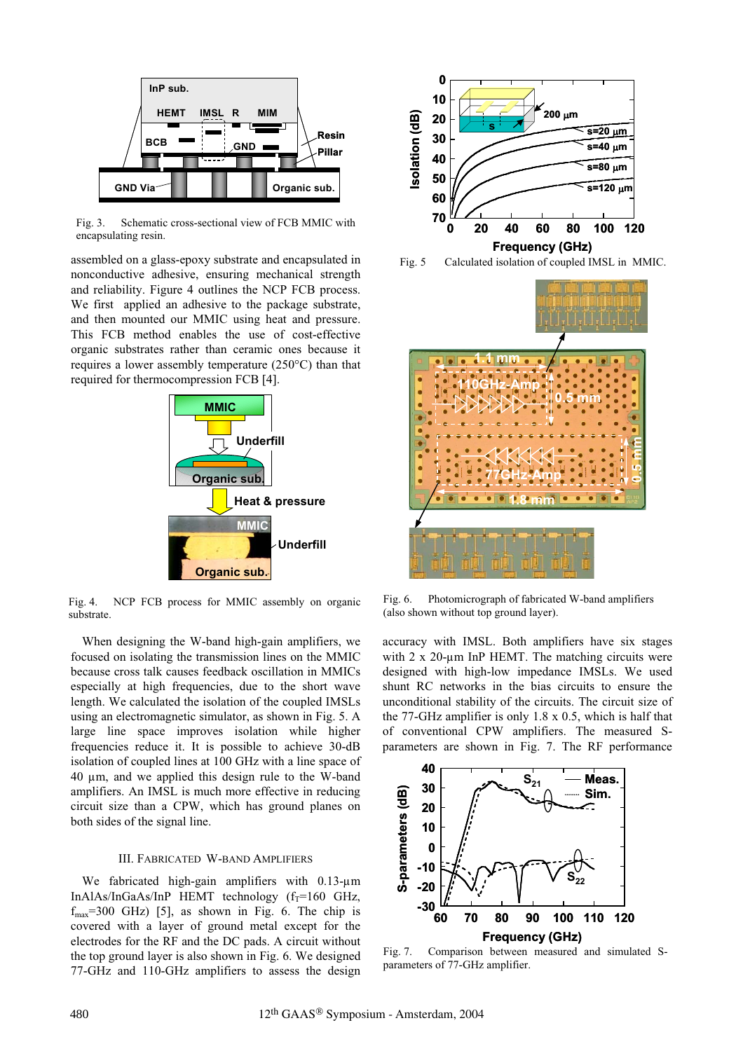Fig. 3. Schematic cross-sectional view of FCB MMIC with encapsulating resin.

assembled on a glass-epoxy substrate and encapsulated in nonconductive adhesive, ensuring mechanical strength and reliability. Figure 4 outlines the NCP FCB process. We first applied an adhesive to the package substrate, and then mounted our MMIC using heat and pressure. This FCB method enables the use of cost-effective organic substrates rather than ceramic ones because it requires a lower assembly temperature (250°C) than that required for thermocompression FCB [4].

Fig. 4. NCP FCB process for MMIC assembly on organic substrate.

When designing the W-band high-gain amplifiers, we focused on isolating the transmission lines on the MMIC because cross talk causes feedback oscillation in MMICs especially at high frequencies, due to the short wave length. We calculated the isolation of the coupled IMSLs using an electromagnetic simulator, as shown in Fig. 5. A large line space improves isolation while higher frequencies reduce it. It is possible to achieve 30-dB isolation of coupled lines at 100 GHz with a line space of 40 µm, and we applied this design rule to the W-band amplifiers. An IMSL is much more effective in reducing circuit size than a CPW, which has ground planes on both sides of the signal line.

## III. Fabricated W-band Amplifiers

We fabricated high-gain amplifiers with 0.13-µm InAlAs/InGaAs/InP HEMT technology ($f_T$=160 GHz, $f_{max}$=300 GHz) [5], as shown in Fig. 6. The chip is covered with a layer of ground metal except for the electrodes for the RF and the DC pads. A circuit without the top ground layer is also shown in Fig. 6. We designed 77-GHz and 110-GHz amplifiers to assess the design

Fig. 5 Calculated isolation of coupled IMSL in MMIC.

Fig. 6. Photomicrograph of fabricated W-band amplifiers (also shown without top ground layer).

accuracy with IMSL. Both amplifiers have six stages with 2 x 20-µm InP HEMT. The matching circuits were designed with high-low impedance IMSLs. We used shunt RC networks in the bias circuits to ensure the unconditional stability of the circuits. The circuit size of the 77-GHz amplifier is only 1.8 x 0.5, which is half that of conventional CPW amplifiers. The measured S-parameters are shown in Fig. 7. The RF performance

Fig. 7. Comparison between measured and simulated S-parameters of 77-GHz amplifier.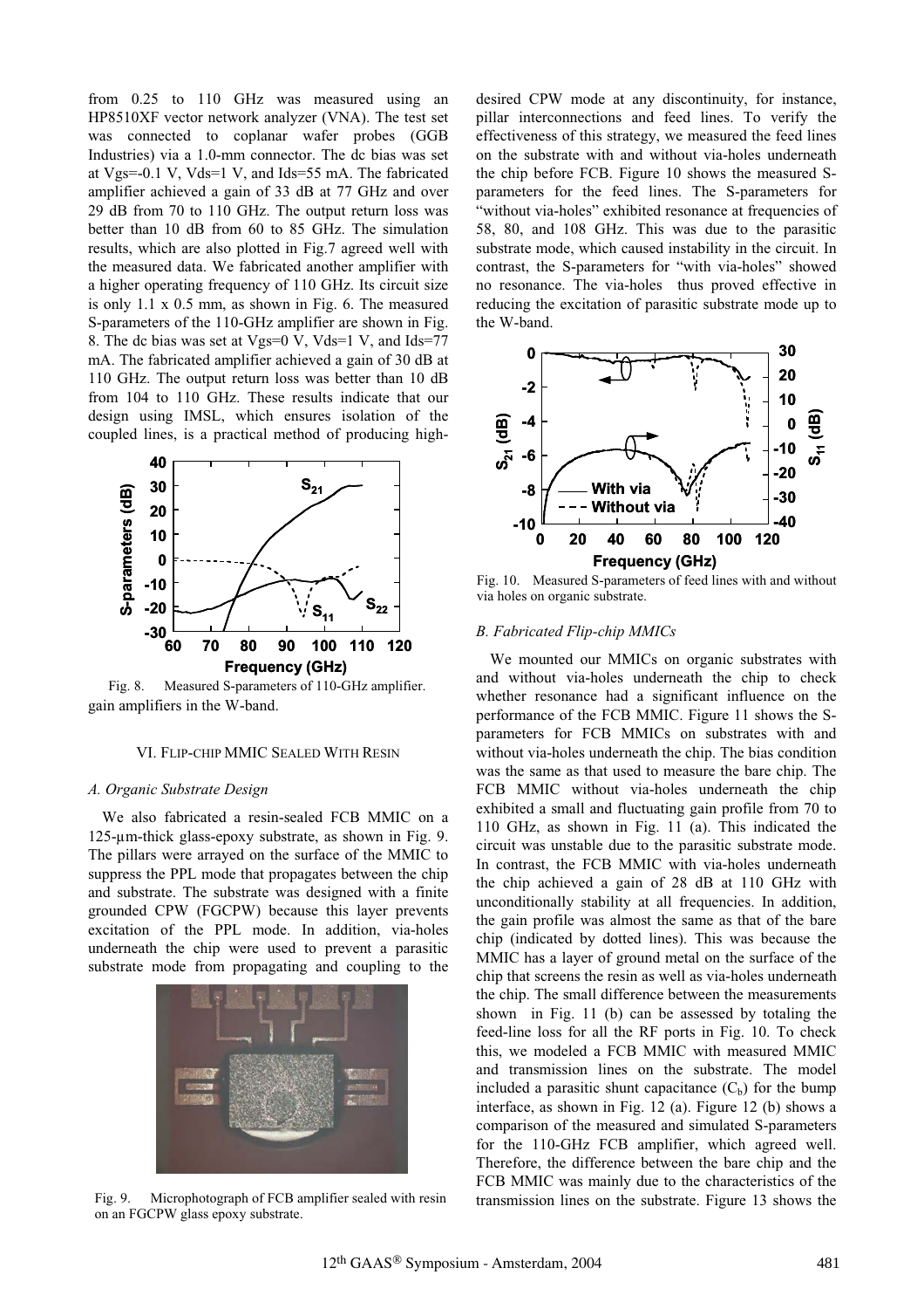from 0.25 to 110 GHz was measured using an HP8510XF vector network analyzer (VNA). The test set was connected to coplanar wafer probes (GGB Industries) via a 1.0-mm connector. The dc bias was set at Vgs=-0.1 V, Vds=1 V, and Ids=55 mA. The fabricated amplifier achieved a gain of 33 dB at 77 GHz and over 29 dB from 70 to 110 GHz. The output return loss was better than 10 dB from 60 to 85 GHz. The simulation results, which are also plotted in Fig.7 agreed well with the measured data. We fabricated another amplifier with a higher operating frequency of 110 GHz. Its circuit size is only 1.1 x 0.5 mm, as shown in Fig. 6. The measured S-parameters of the 110-GHz amplifier are shown in Fig. 8. The dc bias was set at Vgs=0 V, Vds=1 V, and Ids=77 mA. The fabricated amplifier achieved a gain of 30 dB at 110 GHz. The output return loss was better than 10 dB from 104 to 110 GHz. These results indicate that our design using IMSL, which ensures isolation of the coupled lines, is a practical method of producing high-gain amplifiers in the W-band.

Fig. 8. Measured S-parameters of 110-GHz amplifier.

## VI. Flip-chip MMIC Sealed With Resin

### *A. Organic Substrate Design*

We also fabricated a resin-sealed FCB MMIC on a 125-μm-thick glass-epoxy substrate, as shown in Fig. 9. The pillars were arrayed on the surface of the MMIC to suppress the PPL mode that propagates between the chip and substrate. The substrate was designed with a finite grounded CPW (FGCPW) because this layer prevents excitation of the PPL mode. In addition, via-holes underneath the chip were used to prevent a parasitic substrate mode from propagating and coupling to the desired CPW mode at any discontinuity, for instance, pillar interconnections and feed lines. To verify the effectiveness of this strategy, we measured the feed lines on the substrate with and without via-holes underneath the chip before FCB. Figure 10 shows the measured S-parameters for the feed lines. The S-parameters for "without via-holes" exhibited resonance at frequencies of 58, 80, and 108 GHz. This was due to the parasitic substrate mode, which caused instability in the circuit. In contrast, the S-parameters for "with via-holes" showed no resonance. The via-holes thus proved effective in reducing the excitation of parasitic substrate mode up to the W-band.

Fig. 9. Microphotograph of FCB amplifier sealed with resin on an FGCPW glass epoxy substrate.

Fig. 10. Measured S-parameters of feed lines with and without via holes on organic substrate.

### *B. Fabricated Flip-chip MMICs*

We mounted our MMICs on organic substrates with and without via-holes underneath the chip to check whether resonance had a significant influence on the performance of the FCB MMIC. Figure 11 shows the S-parameters for FCB MMICs on substrates with and without via-holes underneath the chip. The bias condition was the same as that used to measure the bare chip. The FCB MMIC without via-holes underneath the chip exhibited a small and fluctuating gain profile from 70 to 110 GHz, as shown in Fig. 11 (a). This indicated the circuit was unstable due to the parasitic substrate mode. In contrast, the FCB MMIC with via-holes underneath the chip achieved a gain of 28 dB at 110 GHz with unconditionally stability at all frequencies. In addition, the gain profile was almost the same as that of the bare chip (indicated by dotted lines). This was because the MMIC has a layer of ground metal on the surface of the chip that screens the resin as well as via-holes underneath the chip. The small difference between the measurements shown in Fig. 11 (b) can be assessed by totaling the feed-line loss for all the RF ports in Fig. 10. To check this, we modeled a FCB MMIC with measured MMIC and transmission lines on the substrate. The model included a parasitic shunt capacitance ($C_b$) for the bump interface, as shown in Fig. 12 (a). Figure 12 (b) shows a comparison of the measured and simulated S-parameters for the 110-GHz FCB amplifier, which agreed well. Therefore, the difference between the bare chip and the FCB MMIC was mainly due to the characteristics of the transmission lines on the substrate. Figure 13 shows the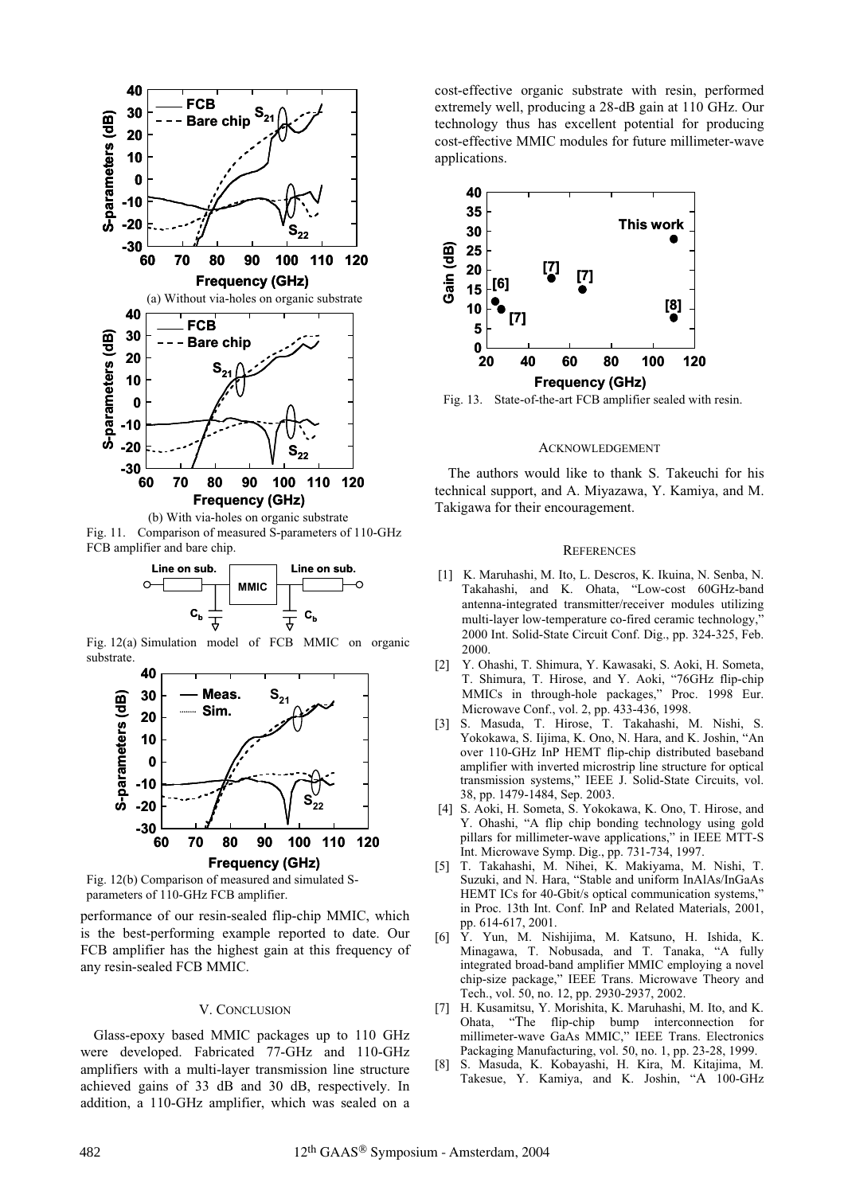40
30
20
10
0
-10
-20
-30
60 70 80 90 100 110 120

S-parameters (dB)

Frequency (GHz)

FCB
Bare chip
$S_{21}$
$S_{22}$

(a) Without via-holes on organic substrate

40
30
20
10
0
-10
-20
-30
60 70 80 90 100 110 120

S-parameters (dB)

Frequency (GHz)

FCB
Bare chip
$S_{21}$
$S_{22}$

(b) With via-holes on organic substrate

Fig. 11. Comparison of measured S-parameters of 110-GHz FCB amplifier and bare chip.

Line on sub.
MMIC
Line on sub.
$C_b$
$C_b$

Fig. 12(a) Simulation model of FCB MMIC on organic substrate.

40
30
20
10
0
-10
-20
-30
60 70 80 90 100 110 120

S-parameters (dB)

Frequency (GHz)

Meas.
Sim.
$S_{21}$
$S_{22}$

Fig. 12(b) Comparison of measured and simulated S-parameters of 110-GHz FCB amplifier.

performance of our resin-sealed flip-chip MMIC, which is the best-performing example reported to date. Our FCB amplifier has the highest gain at this frequency of any resin-sealed FCB MMIC.

## V. CONCLUSION

Glass-epoxy based MMIC packages up to 110 GHz were developed. Fabricated 77-GHz and 110-GHz amplifiers with a multi-layer transmission line structure achieved gains of 33 dB and 30 dB, respectively. In addition, a 110-GHz amplifier, which was sealed on a cost-effective organic substrate with resin, performed extremely well, producing a 28-dB gain at 110 GHz. Our technology thus has excellent potential for producing cost-effective MMIC modules for future millimeter-wave applications.

40
35
30
25
20
15
10
5
0
20 40 60 80 100 120

Gain (dB)

Frequency (GHz)

This work
[6]
[7]
[7]
[7]
[8]

Fig. 13. State-of-the-art FCB amplifier sealed with resin.

## ACKNOWLEDGEMENT

The authors would like to thank S. Takeuchi for his technical support, and A. Miyazawa, Y. Kamiya, and M. Takigawa for their encouragement.

## REFERENCES

[1] K. Maruhashi, M. Ito, L. Descros, K. Ikuina, N. Senba, N. Takahashi, and K. Ohata, "Low-cost 60GHz-band antenna-integrated transmitter/receiver modules utilizing multi-layer low-temperature co-fired ceramic technology," 2000 Int. Solid-State Circuit Conf. Dig., pp. 324-325, Feb. 2000.

[2] Y. Ohashi, T. Shimura, Y. Kawasaki, S. Aoki, H. Someta, T. Shimura, T. Hirose, and Y. Aoki, "76GHz flip-chip MMICs in through-hole packages," Proc. 1998 Eur. Microwave Conf., vol. 2, pp. 433-436, 1998.

[3] S. Masuda, T. Hirose, T. Takahashi, M. Nishi, S. Yokokawa, S. Iijima, K. Ono, N. Hara, and K. Joshin, "An over 110-GHz InP HEMT flip-chip distributed baseband amplifier with inverted microstrip line structure for optical transmission systems," IEEE J. Solid-State Circuits, vol. 38, pp. 1479-1484, Sep. 2003.

[4] S. Aoki, H. Someta, S. Yokokawa, K. Ono, T. Hirose, and Y. Ohashi, "A flip chip bonding technology using gold pillars for millimeter-wave applications," in IEEE MTT-S Int. Microwave Symp. Dig., pp. 731-734, 1997.

[5] T. Takahashi, M. Nihei, K. Makiyama, M. Nishi, T. Suzuki, and N. Hara, "Stable and uniform InAlAs/InGaAs HEMT ICs for 40-Gbit/s optical communication systems," in Proc. 13th Int. Conf. InP and Related Materials, 2001, pp. 614-617, 2001.

[6] Y. Yun, M. Nishijima, M. Katsuno, H. Ishida, K. Minagawa, T. Nobusada, and T. Tanaka, "A fully integrated broad-band amplifier MMIC employing a novel chip-size package," IEEE Trans. Microwave Theory and Tech., vol. 50, no. 12, pp. 2930-2937, 2002.

[7] H. Kusamitsu, Y. Morishita, K. Maruhashi, M. Ito, and K. Ohata, "The flip-chip bump interconnection for millimeter-wave GaAs MMIC," IEEE Trans. Electronics Packaging Manufacturing, vol. 50, no. 1, pp. 23-28, 1999.

[8] S. Masuda, K. Kobayashi, H. Kira, M. Kitajima, M. Takesue, Y. Kamiya, and K. Joshin, "A 100-GHz